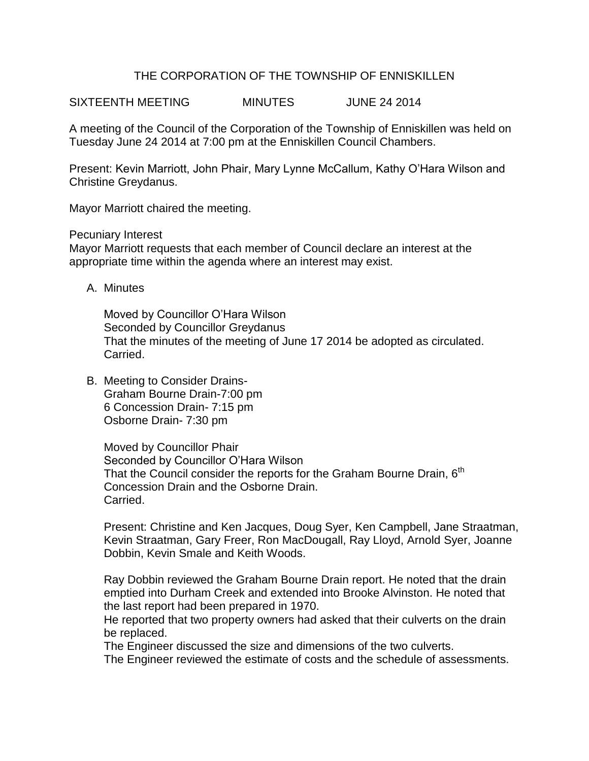# THE CORPORATION OF THE TOWNSHIP OF ENNISKILLEN

SIXTEENTH MEETING MINUTES JUNE 24 2014

A meeting of the Council of the Corporation of the Township of Enniskillen was held on Tuesday June 24 2014 at 7:00 pm at the Enniskillen Council Chambers.

Present: Kevin Marriott, John Phair, Mary Lynne McCallum, Kathy O'Hara Wilson and Christine Greydanus.

Mayor Marriott chaired the meeting.

Pecuniary Interest

Mayor Marriott requests that each member of Council declare an interest at the appropriate time within the agenda where an interest may exist.

A. Minutes

   Moved by Councillor O'Hara Wilson
   Seconded by Councillor Greydanus
   That the minutes of the meeting of June 17 2014 be adopted as circulated.
   Carried.

B. Meeting to Consider Drains-
   Graham Bourne Drain-7:00 pm
   6 Concession Drain- 7:15 pm
   Osborne Drain- 7:30 pm

   Moved by Councillor Phair
   Seconded by Councillor O'Hara Wilson
   That the Council consider the reports for the Graham Bourne Drain, 6th Concession Drain and the Osborne Drain.
   Carried.

   Present: Christine and Ken Jacques, Doug Syer, Ken Campbell, Jane Straatman, Kevin Straatman, Gary Freer, Ron MacDougall, Ray Lloyd, Arnold Syer, Joanne Dobbin, Kevin Smale and Keith Woods.

   Ray Dobbin reviewed the Graham Bourne Drain report. He noted that the drain emptied into Durham Creek and extended into Brooke Alvinston. He noted that the last report had been prepared in 1970.
   He reported that two property owners had asked that their culverts on the drain be replaced.
   The Engineer discussed the size and dimensions of the two culverts.
   The Engineer reviewed the estimate of costs and the schedule of assessments.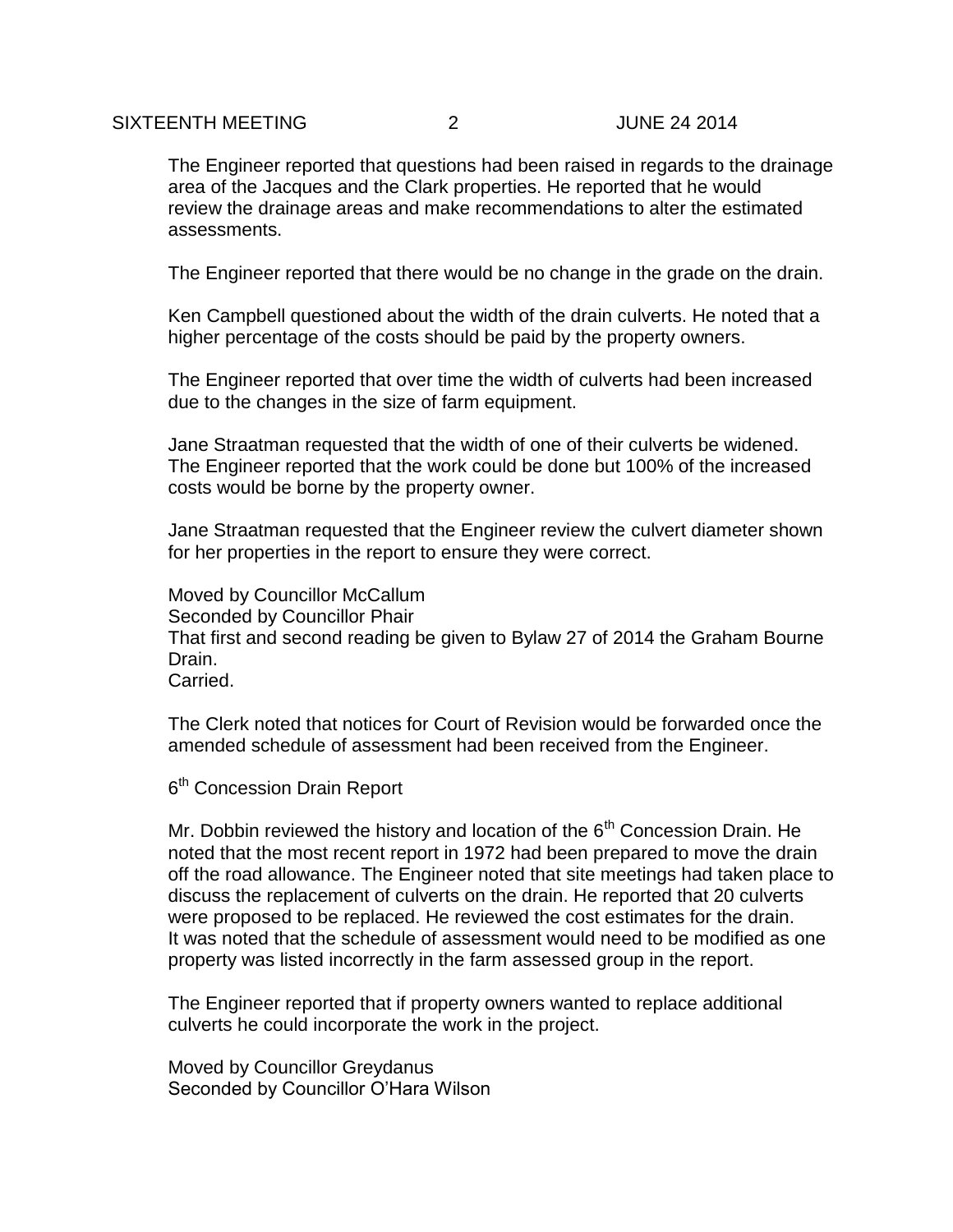The Engineer reported that questions had been raised in regards to the drainage area of the Jacques and the Clark properties. He reported that he would review the drainage areas and make recommendations to alter the estimated assessments.

The Engineer reported that there would be no change in the grade on the drain.

Ken Campbell questioned about the width of the drain culverts. He noted that a higher percentage of the costs should be paid by the property owners.

The Engineer reported that over time the width of culverts had been increased due to the changes in the size of farm equipment.

Jane Straatman requested that the width of one of their culverts be widened. The Engineer reported that the work could be done but 100% of the increased costs would be borne by the property owner.

Jane Straatman requested that the Engineer review the culvert diameter shown for her properties in the report to ensure they were correct.

Moved by Councillor McCallum
Seconded by Councillor Phair
That first and second reading be given to Bylaw 27 of 2014 the Graham Bourne Drain.
Carried.

The Clerk noted that notices for Court of Revision would be forwarded once the amended schedule of assessment had been received from the Engineer.

6th Concession Drain Report

Mr. Dobbin reviewed the history and location of the 6th Concession Drain. He noted that the most recent report in 1972 had been prepared to move the drain off the road allowance. The Engineer noted that site meetings had taken place to discuss the replacement of culverts on the drain. He reported that 20 culverts were proposed to be replaced. He reviewed the cost estimates for the drain. It was noted that the schedule of assessment would need to be modified as one property was listed incorrectly in the farm assessed group in the report.

The Engineer reported that if property owners wanted to replace additional culverts he could incorporate the work in the project.

Moved by Councillor Greydanus
Seconded by Councillor O'Hara Wilson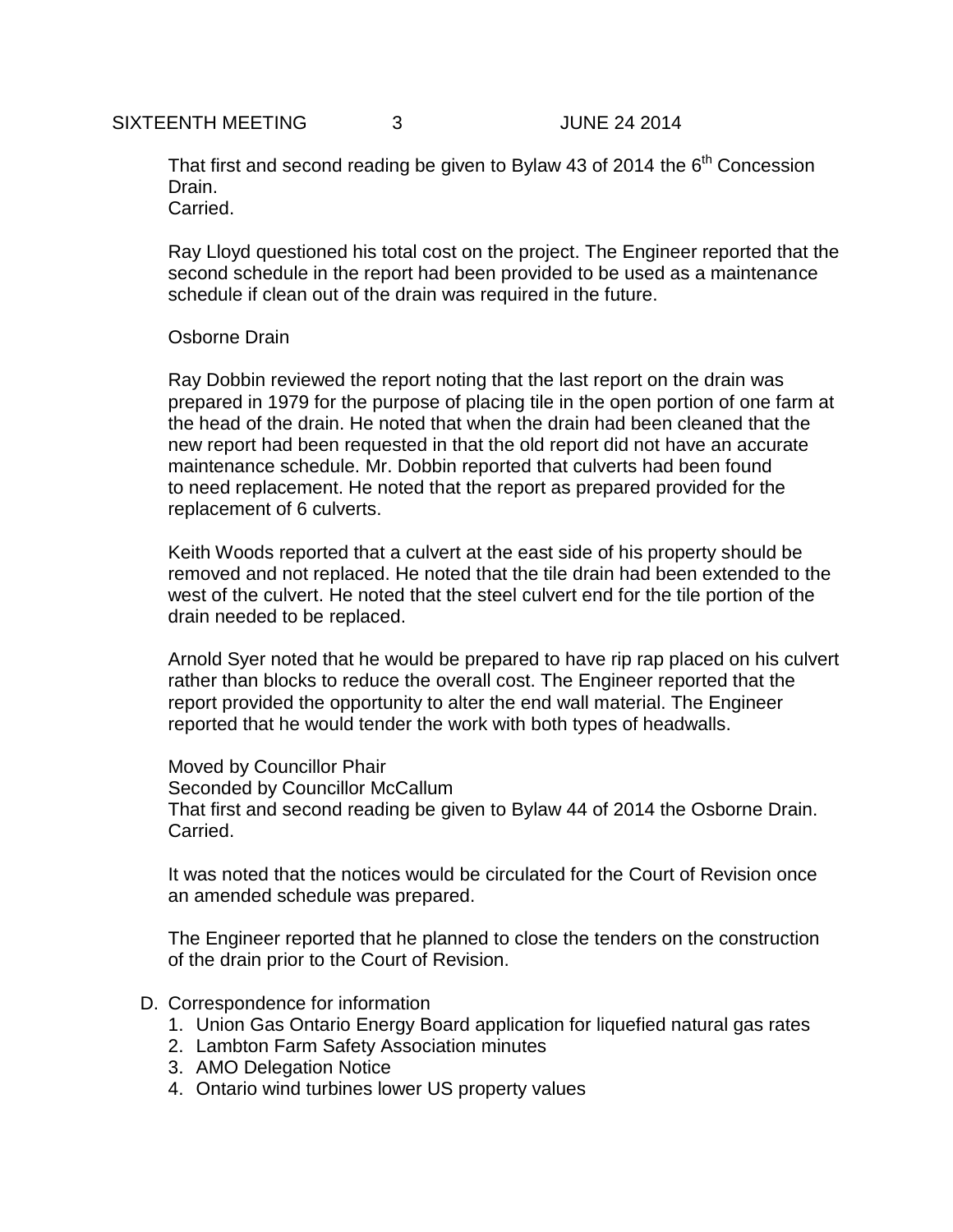That first and second reading be given to Bylaw 43 of 2014 the 6th Concession Drain.
Carried.

Ray Lloyd questioned his total cost on the project. The Engineer reported that the second schedule in the report had been provided to be used as a maintenance schedule if clean out of the drain was required in the future.

Osborne Drain

Ray Dobbin reviewed the report noting that the last report on the drain was prepared in 1979 for the purpose of placing tile in the open portion of one farm at the head of the drain. He noted that when the drain had been cleaned that the new report had been requested in that the old report did not have an accurate maintenance schedule. Mr. Dobbin reported that culverts had been found to need replacement. He noted that the report as prepared provided for the replacement of 6 culverts.

Keith Woods reported that a culvert at the east side of his property should be removed and not replaced. He noted that the tile drain had been extended to the west of the culvert. He noted that the steel culvert end for the tile portion of the drain needed to be replaced.

Arnold Syer noted that he would be prepared to have rip rap placed on his culvert rather than blocks to reduce the overall cost. The Engineer reported that the report provided the opportunity to alter the end wall material. The Engineer reported that he would tender the work with both types of headwalls.

Moved by Councillor Phair
Seconded by Councillor McCallum
That first and second reading be given to Bylaw 44 of 2014 the Osborne Drain.
Carried.

It was noted that the notices would be circulated for the Court of Revision once an amended schedule was prepared.

The Engineer reported that he planned to close the tenders on the construction of the drain prior to the Court of Revision.

D. Correspondence for information
   1. Union Gas Ontario Energy Board application for liquefied natural gas rates
   2. Lambton Farm Safety Association minutes
   3. AMO Delegation Notice
   4. Ontario wind turbines lower US property values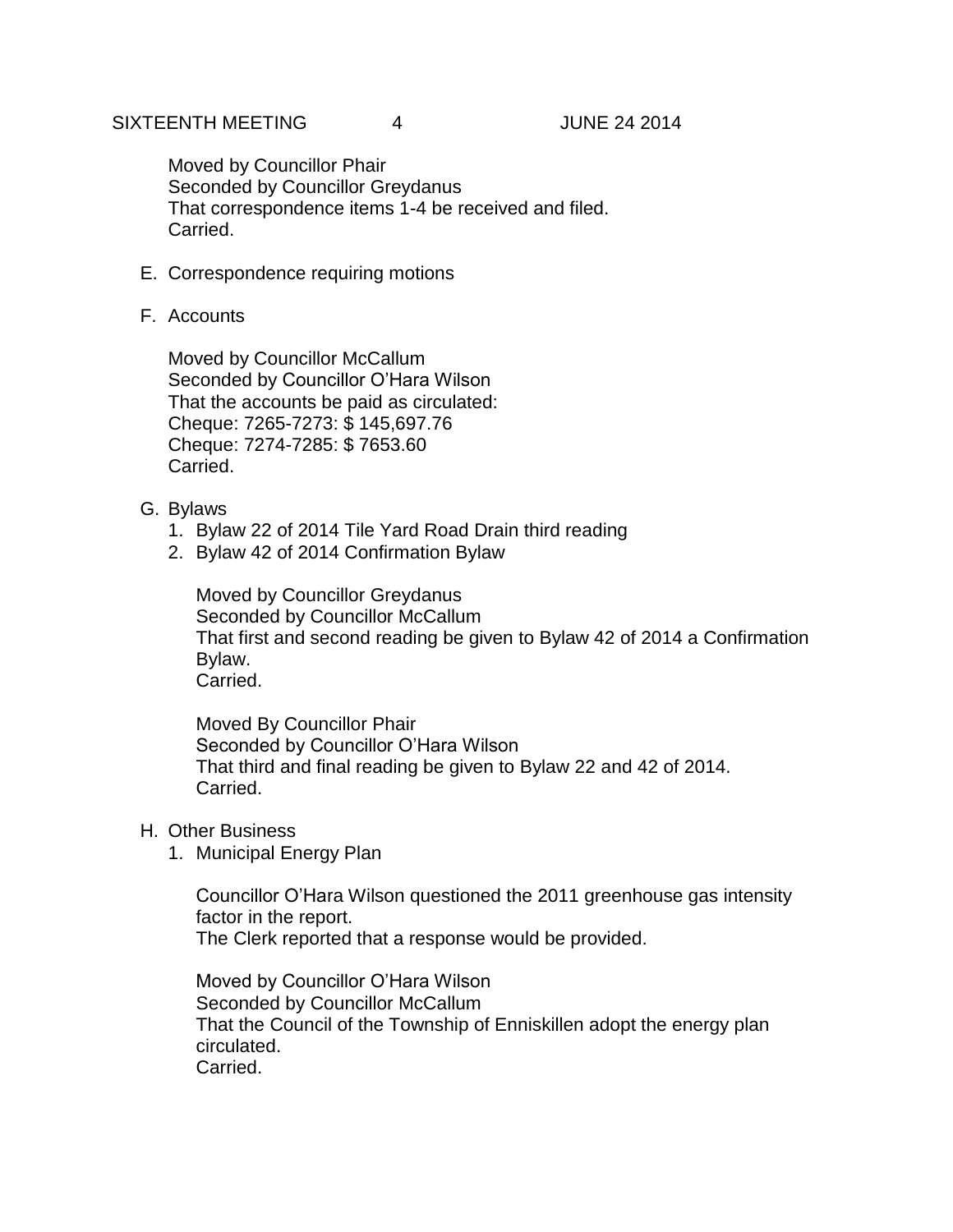Moved by Councillor Phair
Seconded by Councillor Greydanus
That correspondence items 1-4 be received and filed.
Carried.

E. Correspondence requiring motions

F. Accounts

Moved by Councillor McCallum
Seconded by Councillor O'Hara Wilson
That the accounts be paid as circulated:
Cheque: 7265-7273: $ 145,697.76
Cheque: 7274-7285: $ 7653.60
Carried.

G. Bylaws

1. Bylaw 22 of 2014 Tile Yard Road Drain third reading
2. Bylaw 42 of 2014 Confirmation Bylaw

Moved by Councillor Greydanus
Seconded by Councillor McCallum
That first and second reading be given to Bylaw 42 of 2014 a Confirmation Bylaw.
Carried.

Moved By Councillor Phair
Seconded by Councillor O'Hara Wilson
That third and final reading be given to Bylaw 22 and 42 of 2014.
Carried.

H. Other Business

1. Municipal Energy Plan

Councillor O'Hara Wilson questioned the 2011 greenhouse gas intensity factor in the report.
The Clerk reported that a response would be provided.

Moved by Councillor O'Hara Wilson
Seconded by Councillor McCallum
That the Council of the Township of Enniskillen adopt the energy plan circulated.
Carried.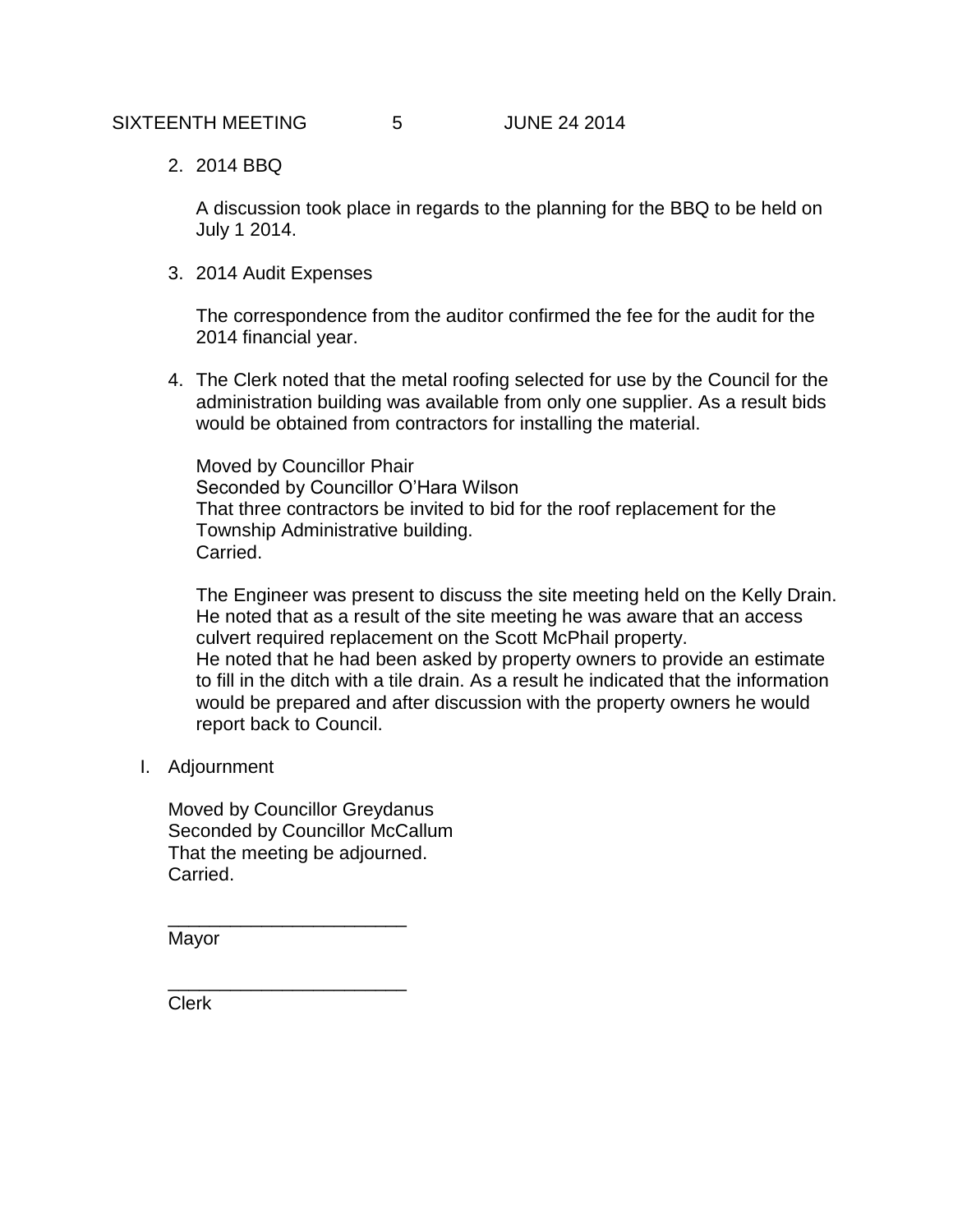2. 2014 BBQ

   A discussion took place in regards to the planning for the BBQ to be held on July 1 2014.

3. 2014 Audit Expenses

   The correspondence from the auditor confirmed the fee for the audit for the 2014 financial year.

4. The Clerk noted that the metal roofing selected for use by the Council for the administration building was available from only one supplier. As a result bids would be obtained from contractors for installing the material.

   Moved by Councillor Phair
   Seconded by Councillor O'Hara Wilson
   That three contractors be invited to bid for the roof replacement for the Township Administrative building.
   Carried.

   The Engineer was present to discuss the site meeting held on the Kelly Drain. He noted that as a result of the site meeting he was aware that an access culvert required replacement on the Scott McPhail property.
   He noted that he had been asked by property owners to provide an estimate to fill in the ditch with a tile drain. As a result he indicated that the information would be prepared and after discussion with the property owners he would report back to Council.

I. Adjournment

   Moved by Councillor Greydanus
   Seconded by Councillor McCallum
   That the meeting be adjourned.
   Carried.

   _______________________
   Mayor

   _______________________
   Clerk